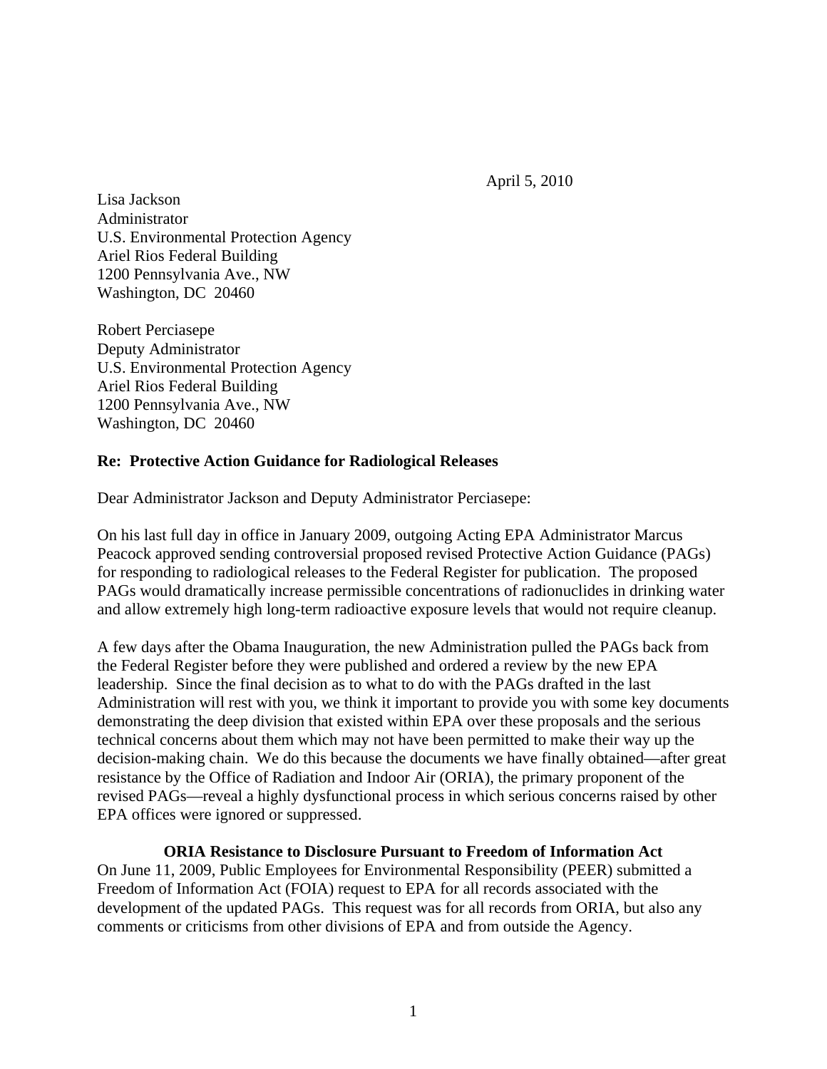April 5, 2010

Lisa Jackson
Administrator
U.S. Environmental Protection Agency
Ariel Rios Federal Building
1200 Pennsylvania Ave., NW
Washington, DC 20460

Robert Perciasepe
Deputy Administrator
U.S. Environmental Protection Agency
Ariel Rios Federal Building
1200 Pennsylvania Ave., NW
Washington, DC 20460

**Re: Protective Action Guidance for Radiological Releases**

Dear Administrator Jackson and Deputy Administrator Perciasepe:

On his last full day in office in January 2009, outgoing Acting EPA Administrator Marcus Peacock approved sending controversial proposed revised Protective Action Guidance (PAGs) for responding to radiological releases to the Federal Register for publication. The proposed PAGs would dramatically increase permissible concentrations of radionuclides in drinking water and allow extremely high long-term radioactive exposure levels that would not require cleanup.

A few days after the Obama Inauguration, the new Administration pulled the PAGs back from the Federal Register before they were published and ordered a review by the new EPA leadership. Since the final decision as to what to do with the PAGs drafted in the last Administration will rest with you, we think it important to provide you with some key documents demonstrating the deep division that existed within EPA over these proposals and the serious technical concerns about them which may not have been permitted to make their way up the decision-making chain. We do this because the documents we have finally obtained—after great resistance by the Office of Radiation and Indoor Air (ORIA), the primary proponent of the revised PAGs—reveal a highly dysfunctional process in which serious concerns raised by other EPA offices were ignored or suppressed.

**ORIA Resistance to Disclosure Pursuant to Freedom of Information Act**

On June 11, 2009, Public Employees for Environmental Responsibility (PEER) submitted a Freedom of Information Act (FOIA) request to EPA for all records associated with the development of the updated PAGs. This request was for all records from ORIA, but also any comments or criticisms from other divisions of EPA and from outside the Agency.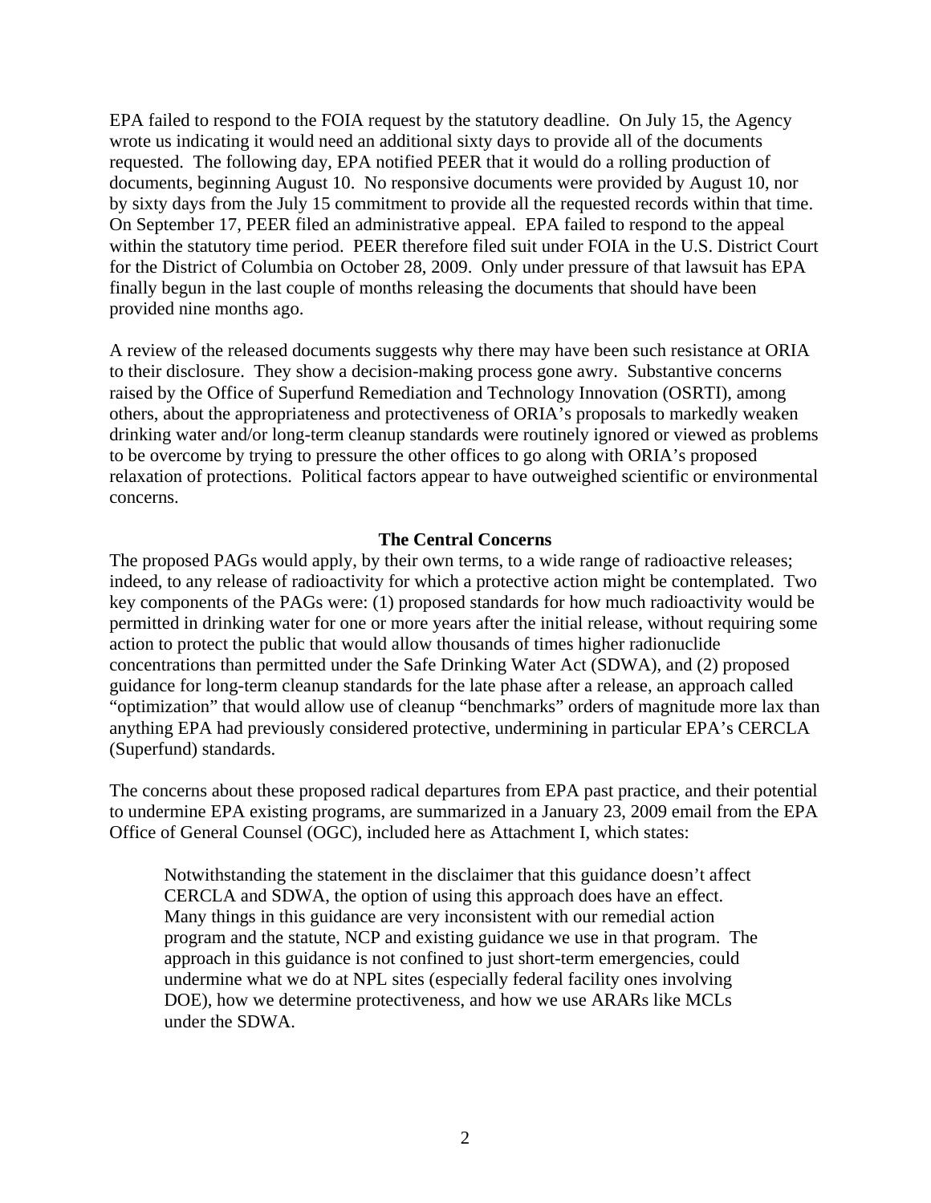EPA failed to respond to the FOIA request by the statutory deadline. On July 15, the Agency wrote us indicating it would need an additional sixty days to provide all of the documents requested. The following day, EPA notified PEER that it would do a rolling production of documents, beginning August 10. No responsive documents were provided by August 10, nor by sixty days from the July 15 commitment to provide all the requested records within that time. On September 17, PEER filed an administrative appeal. EPA failed to respond to the appeal within the statutory time period. PEER therefore filed suit under FOIA in the U.S. District Court for the District of Columbia on October 28, 2009. Only under pressure of that lawsuit has EPA finally begun in the last couple of months releasing the documents that should have been provided nine months ago.

A review of the released documents suggests why there may have been such resistance at ORIA to their disclosure. They show a decision-making process gone awry. Substantive concerns raised by the Office of Superfund Remediation and Technology Innovation (OSRTI), among others, about the appropriateness and protectiveness of ORIA's proposals to markedly weaken drinking water and/or long-term cleanup standards were routinely ignored or viewed as problems to be overcome by trying to pressure the other offices to go along with ORIA's proposed relaxation of protections. Political factors appear to have outweighed scientific or environmental concerns.

## The Central Concerns

The proposed PAGs would apply, by their own terms, to a wide range of radioactive releases; indeed, to any release of radioactivity for which a protective action might be contemplated. Two key components of the PAGs were: (1) proposed standards for how much radioactivity would be permitted in drinking water for one or more years after the initial release, without requiring some action to protect the public that would allow thousands of times higher radionuclide concentrations than permitted under the Safe Drinking Water Act (SDWA), and (2) proposed guidance for long-term cleanup standards for the late phase after a release, an approach called "optimization" that would allow use of cleanup "benchmarks" orders of magnitude more lax than anything EPA had previously considered protective, undermining in particular EPA's CERCLA (Superfund) standards.

The concerns about these proposed radical departures from EPA past practice, and their potential to undermine EPA existing programs, are summarized in a January 23, 2009 email from the EPA Office of General Counsel (OGC), included here as Attachment I, which states:

> Notwithstanding the statement in the disclaimer that this guidance doesn't affect CERCLA and SDWA, the option of using this approach does have an effect. Many things in this guidance are very inconsistent with our remedial action program and the statute, NCP and existing guidance we use in that program. The approach in this guidance is not confined to just short-term emergencies, could undermine what we do at NPL sites (especially federal facility ones involving DOE), how we determine protectiveness, and how we use ARARs like MCLs under the SDWA.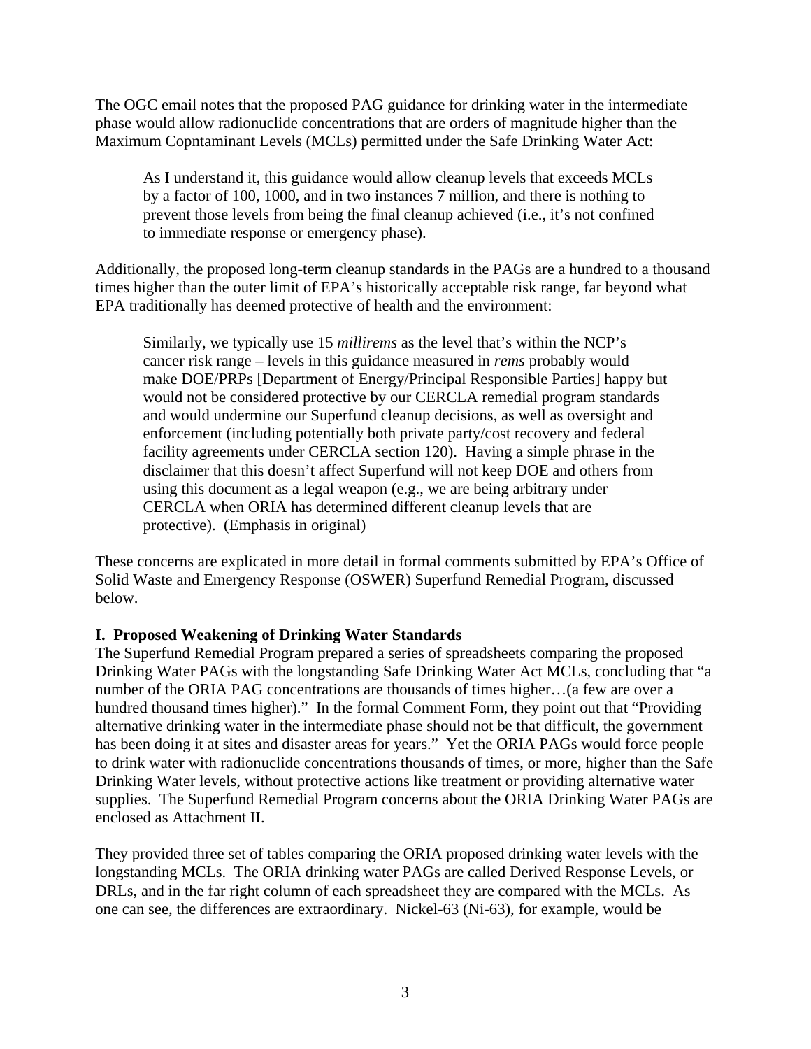The OGC email notes that the proposed PAG guidance for drinking water in the intermediate phase would allow radionuclide concentrations that are orders of magnitude higher than the Maximum Copntaminant Levels (MCLs) permitted under the Safe Drinking Water Act:

> As I understand it, this guidance would allow cleanup levels that exceeds MCLs by a factor of 100, 1000, and in two instances 7 million, and there is nothing to prevent those levels from being the final cleanup achieved (i.e., it's not confined to immediate response or emergency phase).

Additionally, the proposed long-term cleanup standards in the PAGs are a hundred to a thousand times higher than the outer limit of EPA's historically acceptable risk range, far beyond what EPA traditionally has deemed protective of health and the environment:

> Similarly, we typically use 15 *millirems* as the level that's within the NCP's cancer risk range – levels in this guidance measured in *rems* probably would make DOE/PRPs [Department of Energy/Principal Responsible Parties] happy but would not be considered protective by our CERCLA remedial program standards and would undermine our Superfund cleanup decisions, as well as oversight and enforcement (including potentially both private party/cost recovery and federal facility agreements under CERCLA section 120). Having a simple phrase in the disclaimer that this doesn't affect Superfund will not keep DOE and others from using this document as a legal weapon (e.g., we are being arbitrary under CERCLA when ORIA has determined different cleanup levels that are protective). (Emphasis in original)

These concerns are explicated in more detail in formal comments submitted by EPA's Office of Solid Waste and Emergency Response (OSWER) Superfund Remedial Program, discussed below.

**I. Proposed Weakening of Drinking Water Standards**

The Superfund Remedial Program prepared a series of spreadsheets comparing the proposed Drinking Water PAGs with the longstanding Safe Drinking Water Act MCLs, concluding that "a number of the ORIA PAG concentrations are thousands of times higher…(a few are over a hundred thousand times higher)." In the formal Comment Form, they point out that "Providing alternative drinking water in the intermediate phase should not be that difficult, the government has been doing it at sites and disaster areas for years." Yet the ORIA PAGs would force people to drink water with radionuclide concentrations thousands of times, or more, higher than the Safe Drinking Water levels, without protective actions like treatment or providing alternative water supplies. The Superfund Remedial Program concerns about the ORIA Drinking Water PAGs are enclosed as Attachment II.

They provided three set of tables comparing the ORIA proposed drinking water levels with the longstanding MCLs. The ORIA drinking water PAGs are called Derived Response Levels, or DRLs, and in the far right column of each spreadsheet they are compared with the MCLs. As one can see, the differences are extraordinary. Nickel-63 (Ni-63), for example, would be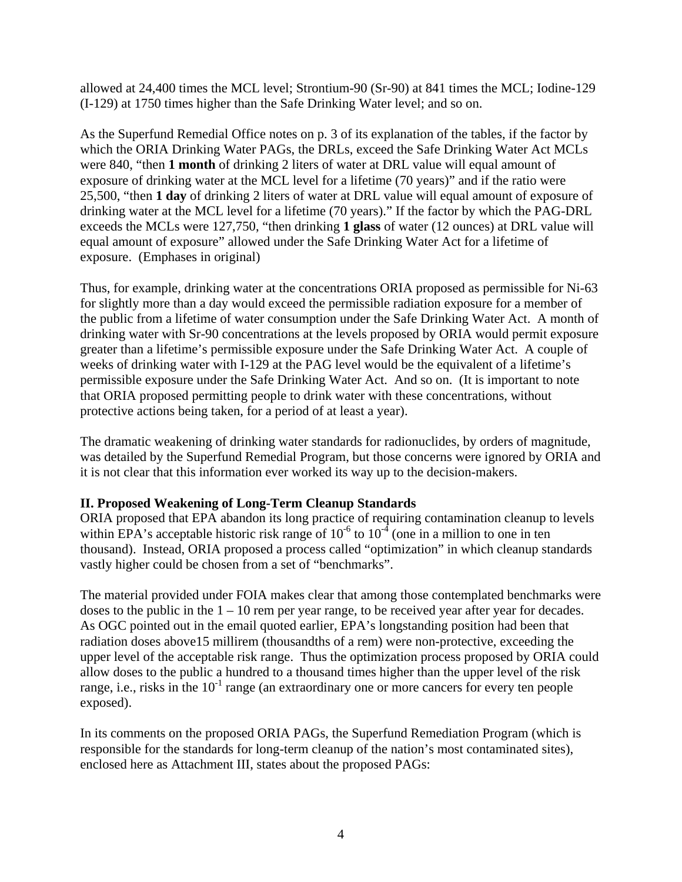allowed at 24,400 times the MCL level; Strontium-90 (Sr-90) at 841 times the MCL; Iodine-129 (I-129) at 1750 times higher than the Safe Drinking Water level; and so on.

As the Superfund Remedial Office notes on p. 3 of its explanation of the tables, if the factor by which the ORIA Drinking Water PAGs, the DRLs, exceed the Safe Drinking Water Act MCLs were 840, "then **1 month** of drinking 2 liters of water at DRL value will equal amount of exposure of drinking water at the MCL level for a lifetime (70 years)" and if the ratio were 25,500, "then **1 day** of drinking 2 liters of water at DRL value will equal amount of exposure of drinking water at the MCL level for a lifetime (70 years)." If the factor by which the PAG-DRL exceeds the MCLs were 127,750, "then drinking **1 glass** of water (12 ounces) at DRL value will equal amount of exposure" allowed under the Safe Drinking Water Act for a lifetime of exposure. (Emphases in original)

Thus, for example, drinking water at the concentrations ORIA proposed as permissible for Ni-63 for slightly more than a day would exceed the permissible radiation exposure for a member of the public from a lifetime of water consumption under the Safe Drinking Water Act. A month of drinking water with Sr-90 concentrations at the levels proposed by ORIA would permit exposure greater than a lifetime's permissible exposure under the Safe Drinking Water Act. A couple of weeks of drinking water with I-129 at the PAG level would be the equivalent of a lifetime's permissible exposure under the Safe Drinking Water Act. And so on. (It is important to note that ORIA proposed permitting people to drink water with these concentrations, without protective actions being taken, for a period of at least a year).

The dramatic weakening of drinking water standards for radionuclides, by orders of magnitude, was detailed by the Superfund Remedial Program, but those concerns were ignored by ORIA and it is not clear that this information ever worked its way up to the decision-makers.

**II. Proposed Weakening of Long-Term Cleanup Standards**

ORIA proposed that EPA abandon its long practice of requiring contamination cleanup to levels within EPA's acceptable historic risk range of $10^{-6}$ to $10^{-4}$ (one in a million to one in ten thousand). Instead, ORIA proposed a process called "optimization" in which cleanup standards vastly higher could be chosen from a set of "benchmarks".

The material provided under FOIA makes clear that among those contemplated benchmarks were doses to the public in the 1 – 10 rem per year range, to be received year after year for decades. As OGC pointed out in the email quoted earlier, EPA's longstanding position had been that radiation doses above15 millirem (thousandths of a rem) were non-protective, exceeding the upper level of the acceptable risk range. Thus the optimization process proposed by ORIA could allow doses to the public a hundred to a thousand times higher than the upper level of the risk range, i.e., risks in the $10^{-1}$ range (an extraordinary one or more cancers for every ten people exposed).

In its comments on the proposed ORIA PAGs, the Superfund Remediation Program (which is responsible for the standards for long-term cleanup of the nation's most contaminated sites), enclosed here as Attachment III, states about the proposed PAGs: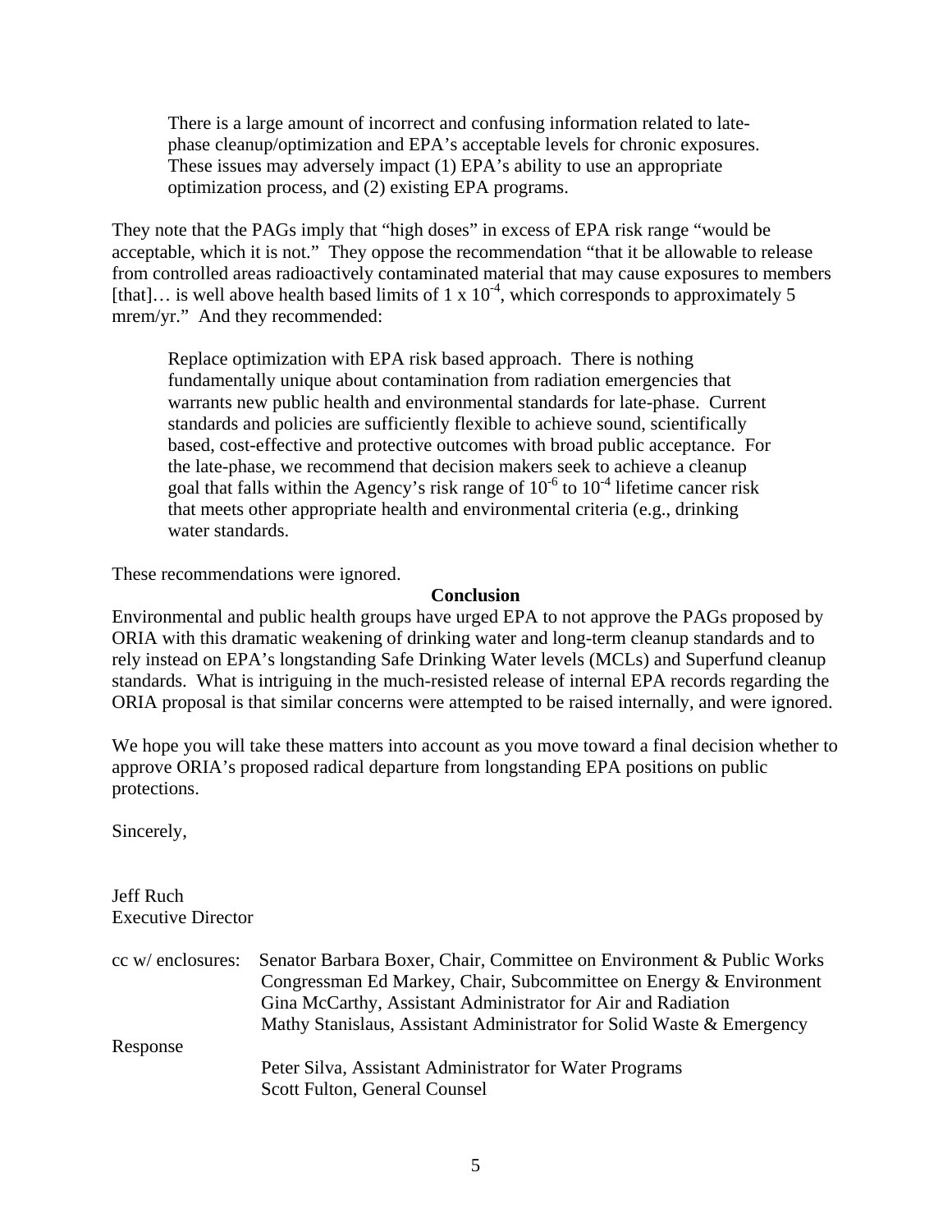> There is a large amount of incorrect and confusing information related to late-phase cleanup/optimization and EPA's acceptable levels for chronic exposures. These issues may adversely impact (1) EPA's ability to use an appropriate optimization process, and (2) existing EPA programs.

They note that the PAGs imply that "high doses" in excess of EPA risk range "would be acceptable, which it is not." They oppose the recommendation "that it be allowable to release from controlled areas radioactively contaminated material that may cause exposures to members [that]… is well above health based limits of $1 \times 10^{-4}$, which corresponds to approximately 5 mrem/yr." And they recommended:

> Replace optimization with EPA risk based approach. There is nothing fundamentally unique about contamination from radiation emergencies that warrants new public health and environmental standards for late-phase. Current standards and policies are sufficiently flexible to achieve sound, scientifically based, cost-effective and protective outcomes with broad public acceptance. For the late-phase, we recommend that decision makers seek to achieve a cleanup goal that falls within the Agency's risk range of $10^{-6}$ to $10^{-4}$ lifetime cancer risk that meets other appropriate health and environmental criteria (e.g., drinking water standards.

These recommendations were ignored.

**Conclusion**

Environmental and public health groups have urged EPA to not approve the PAGs proposed by ORIA with this dramatic weakening of drinking water and long-term cleanup standards and to rely instead on EPA's longstanding Safe Drinking Water levels (MCLs) and Superfund cleanup standards. What is intriguing in the much-resisted release of internal EPA records regarding the ORIA proposal is that similar concerns were attempted to be raised internally, and were ignored.

We hope you will take these matters into account as you move toward a final decision whether to approve ORIA's proposed radical departure from longstanding EPA positions on public protections.

Sincerely,

Jeff Ruch
Executive Director

cc w/ enclosures: Senator Barbara Boxer, Chair, Committee on Environment & Public Works
Congressman Ed Markey, Chair, Subcommittee on Energy & Environment
Gina McCarthy, Assistant Administrator for Air and Radiation
Mathy Stanislaus, Assistant Administrator for Solid Waste & Emergency Response
Peter Silva, Assistant Administrator for Water Programs
Scott Fulton, General Counsel